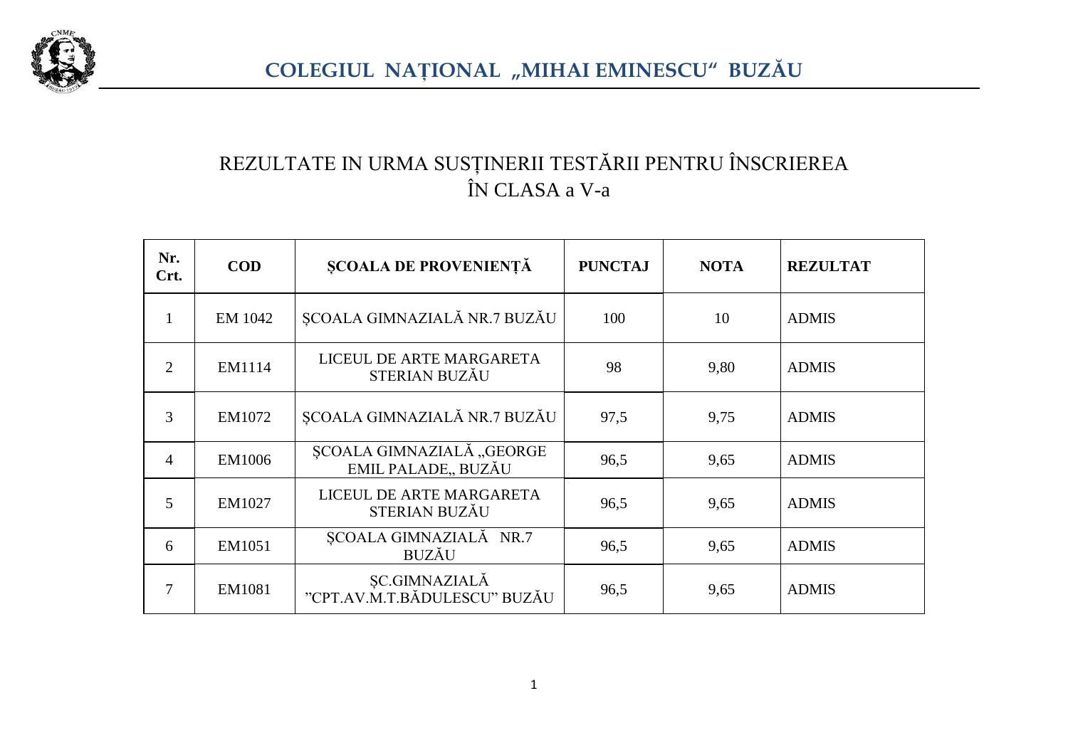# COLEGIUL NAȚIONAL „MIHAI EMINESCU" BUZĂU

## REZULTATE IN URMA SUSȚINERII TESTĂRII PENTRU ÎNSCRIEREA ÎN CLASA a V-a

| Nr. Crt. | COD | ȘCOALA DE PROVENIENȚĂ | PUNCTAJ | NOTA | REZULTAT |
|---|---|---|---|---|---|
| 1 | EM 1042 | ȘCOALA GIMNAZIALĂ NR.7 BUZĂU | 100 | 10 | ADMIS |
| 2 | EM1114 | LICEUL DE ARTE MARGARETA STERIAN BUZĂU | 98 | 9,80 | ADMIS |
| 3 | EM1072 | ȘCOALA GIMNAZIALĂ NR.7 BUZĂU | 97,5 | 9,75 | ADMIS |
| 4 | EM1006 | ȘCOALA GIMNAZIALĂ „GEORGE EMIL PALADE„ BUZĂU | 96,5 | 9,65 | ADMIS |
| 5 | EM1027 | LICEUL DE ARTE MARGARETA STERIAN BUZĂU | 96,5 | 9,65 | ADMIS |
| 6 | EM1051 | ȘCOALA GIMNAZIALĂ NR.7 BUZĂU | 96,5 | 9,65 | ADMIS |
| 7 | EM1081 | ȘC.GIMNAZIALĂ "CPT.AV.M.T.BĂDULESCU" BUZĂU | 96,5 | 9,65 | ADMIS |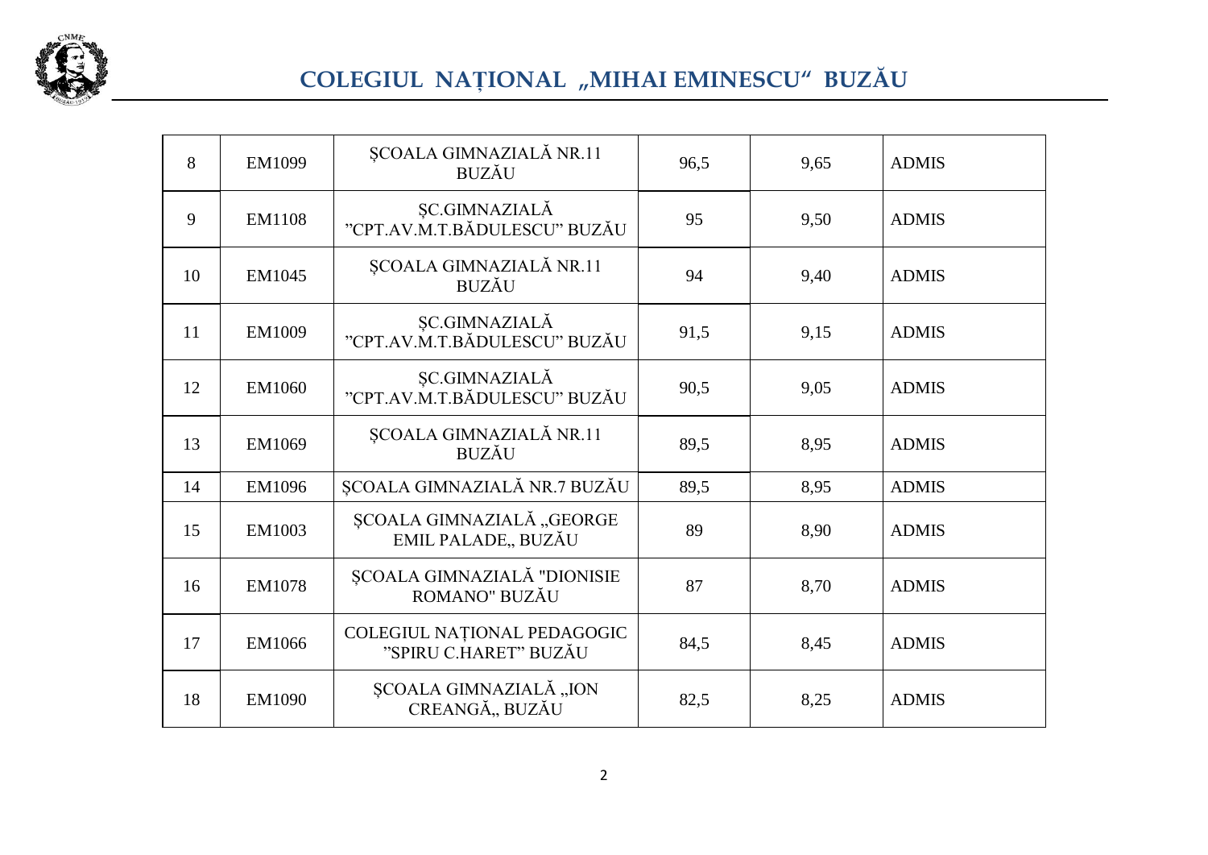# COLEGIUL NAȚIONAL „MIHAI EMINESCU“ BUZĂU

| | | | | | |
|---|---|---|---|---|---|
| 8 | EM1099 | ȘCOALA GIMNAZIALĂ NR.11 BUZĂU | 96,5 | 9,65 | ADMIS |
| 9 | EM1108 | ȘC.GIMNAZIALĂ "CPT.AV.M.T.BĂDULESCU" BUZĂU | 95 | 9,50 | ADMIS |
| 10 | EM1045 | ȘCOALA GIMNAZIALĂ NR.11 BUZĂU | 94 | 9,40 | ADMIS |
| 11 | EM1009 | ȘC.GIMNAZIALĂ "CPT.AV.M.T.BĂDULESCU" BUZĂU | 91,5 | 9,15 | ADMIS |
| 12 | EM1060 | ȘC.GIMNAZIALĂ "CPT.AV.M.T.BĂDULESCU" BUZĂU | 90,5 | 9,05 | ADMIS |
| 13 | EM1069 | ȘCOALA GIMNAZIALĂ NR.11 BUZĂU | 89,5 | 8,95 | ADMIS |
| 14 | EM1096 | ȘCOALA GIMNAZIALĂ NR.7 BUZĂU | 89,5 | 8,95 | ADMIS |
| 15 | EM1003 | ȘCOALA GIMNAZIALĂ „GEORGE EMIL PALADE„ BUZĂU | 89 | 8,90 | ADMIS |
| 16 | EM1078 | ȘCOALA GIMNAZIALĂ "DIONISIE ROMANO" BUZĂU | 87 | 8,70 | ADMIS |
| 17 | EM1066 | COLEGIUL NAȚIONAL PEDAGOGIC "SPIRU C.HARET" BUZĂU | 84,5 | 8,45 | ADMIS |
| 18 | EM1090 | ȘCOALA GIMNAZIALĂ „ION CREANGĂ„ BUZĂU | 82,5 | 8,25 | ADMIS |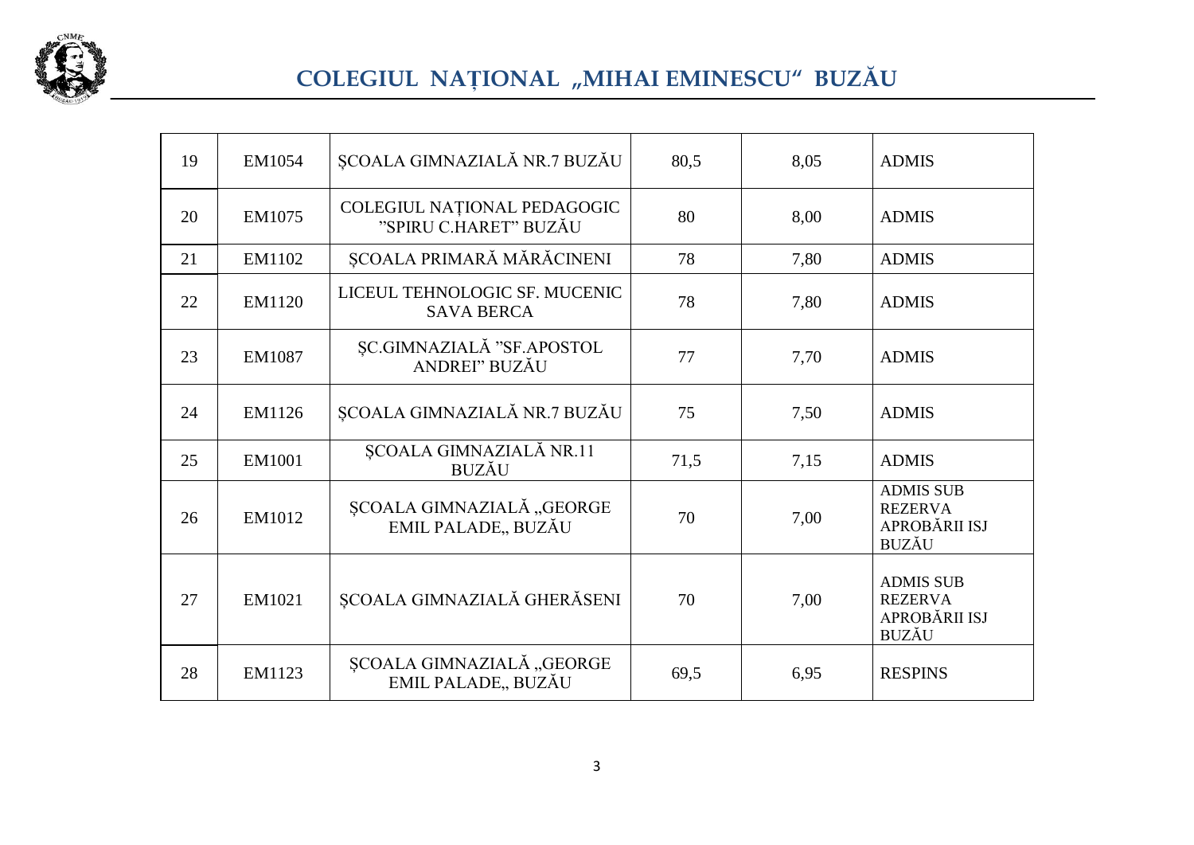# COLEGIUL NAȚIONAL „MIHAI EMINESCU“ BUZĂU

| 19 | EM1054 | ȘCOALA GIMNAZIALĂ NR.7 BUZĂU | 80,5 | 8,05 | ADMIS |
|---|---|---|---|---|---|
| 20 | EM1075 | COLEGIUL NAȚIONAL PEDAGOGIC ”SPIRU C.HARET” BUZĂU | 80 | 8,00 | ADMIS |
| 21 | EM1102 | ȘCOALA PRIMARĂ MĂRĂCINENI | 78 | 7,80 | ADMIS |
| 22 | EM1120 | LICEUL TEHNOLOGIC SF. MUCENIC SAVA BERCA | 78 | 7,80 | ADMIS |
| 23 | EM1087 | ȘC.GIMNAZIALĂ ”SF.APOSTOL ANDREI” BUZĂU | 77 | 7,70 | ADMIS |
| 24 | EM1126 | ȘCOALA GIMNAZIALĂ NR.7 BUZĂU | 75 | 7,50 | ADMIS |
| 25 | EM1001 | ȘCOALA GIMNAZIALĂ NR.11 BUZĂU | 71,5 | 7,15 | ADMIS |
| 26 | EM1012 | ȘCOALA GIMNAZIALĂ „GEORGE EMIL PALADE„ BUZĂU | 70 | 7,00 | ADMIS SUB REZERVA APROBĂRII ISJ BUZĂU |
| 27 | EM1021 | ȘCOALA GIMNAZIALĂ GHERĂSENI | 70 | 7,00 | ADMIS SUB REZERVA APROBĂRII ISJ BUZĂU |
| 28 | EM1123 | ȘCOALA GIMNAZIALĂ „GEORGE EMIL PALADE„ BUZĂU | 69,5 | 6,95 | RESPINS |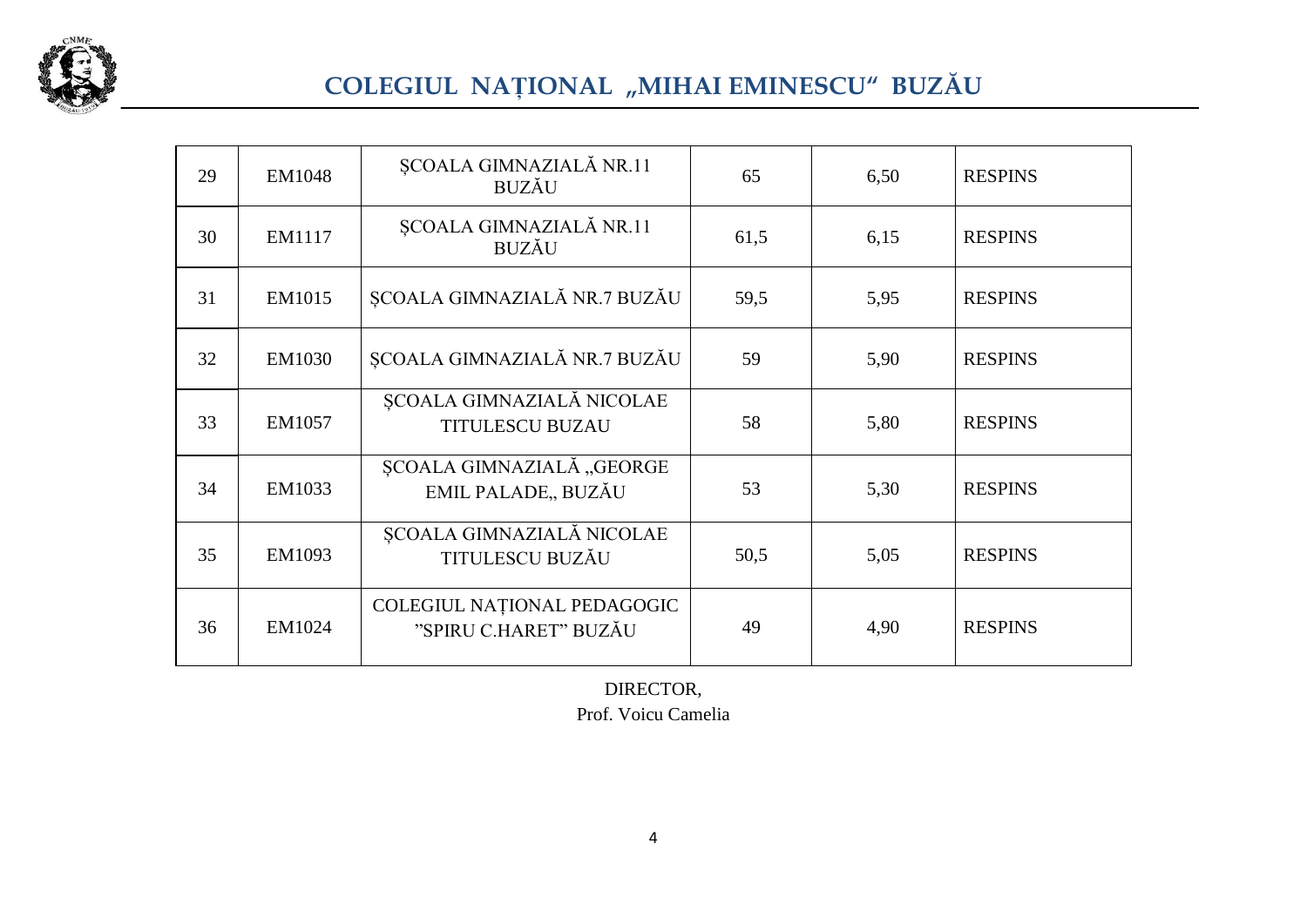| | | | | | |
|---|---|---|---|---|---|
| 29 | EM1048 | ȘCOALA GIMNAZIALĂ NR.11 BUZĂU | 65 | 6,50 | RESPINS |
| 30 | EM1117 | ȘCOALA GIMNAZIALĂ NR.11 BUZĂU | 61,5 | 6,15 | RESPINS |
| 31 | EM1015 | ȘCOALA GIMNAZIALĂ NR.7 BUZĂU | 59,5 | 5,95 | RESPINS |
| 32 | EM1030 | ȘCOALA GIMNAZIALĂ NR.7 BUZĂU | 59 | 5,90 | RESPINS |
| 33 | EM1057 | ȘCOALA GIMNAZIALĂ NICOLAE TITULESCU BUZAU | 58 | 5,80 | RESPINS |
| 34 | EM1033 | ȘCOALA GIMNAZIALĂ „GEORGE EMIL PALADE„ BUZĂU | 53 | 5,30 | RESPINS |
| 35 | EM1093 | ȘCOALA GIMNAZIALĂ NICOLAE TITULESCU BUZĂU | 50,5 | 5,05 | RESPINS |
| 36 | EM1024 | COLEGIUL NAȚIONAL PEDAGOGIC "SPIRU C.HARET" BUZĂU | 49 | 4,90 | RESPINS |

DIRECTOR,
Prof. Voicu Camelia